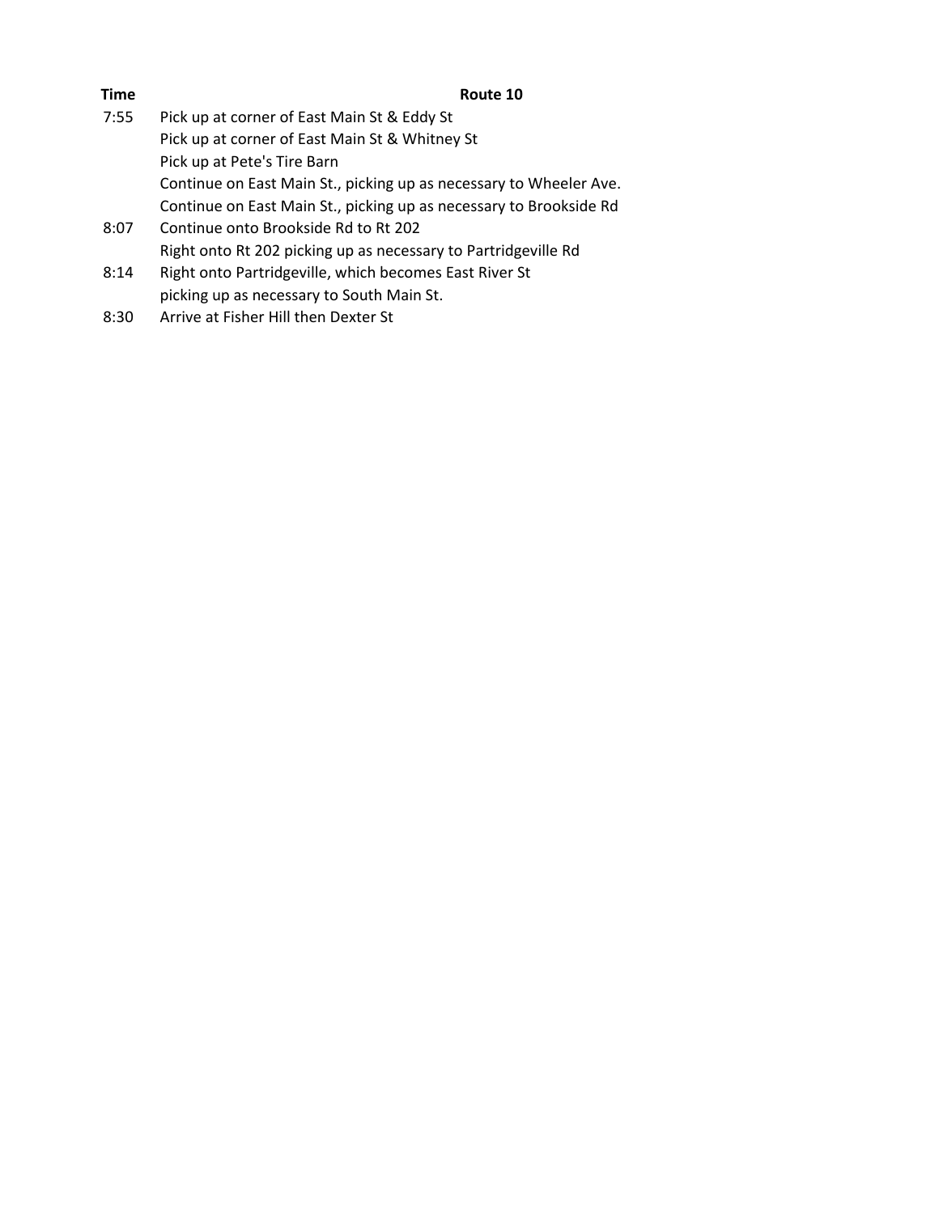| Time | Route 10 |
|---|---|
| 7:55 | Pick up at corner of East Main St & Eddy St |
| | Pick up at corner of East Main St & Whitney St |
| | Pick up at Pete's Tire Barn |
| | Continue on East Main St., picking up as necessary to Wheeler Ave. |
| | Continue on East Main St., picking up as necessary to Brookside Rd |
| 8:07 | Continue onto Brookside Rd to Rt 202 |
| | Right onto Rt 202 picking up as necessary to Partridgeville Rd |
| 8:14 | Right onto Partridgeville, which becomes East River St |
| | picking up as necessary to South Main St. |
| 8:30 | Arrive at Fisher Hill then Dexter St |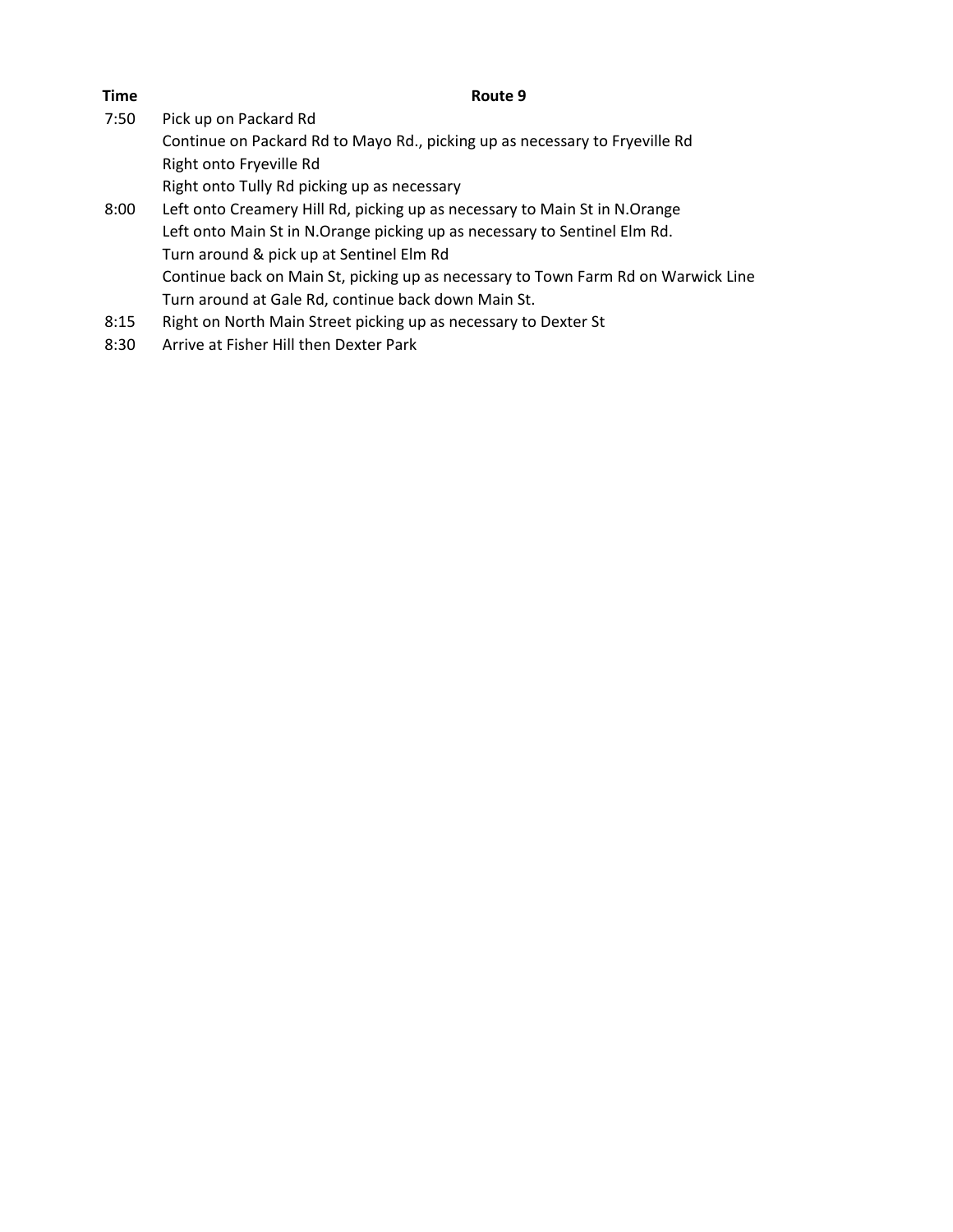| Time | Route 9 |
| --- | --- |
| 7:50 | Pick up on Packard Rd |
| | Continue on Packard Rd to Mayo Rd., picking up as necessary to Fryeville Rd |
| | Right onto Fryeville Rd |
| | Right onto Tully Rd picking up as necessary |
| 8:00 | Left onto Creamery Hill Rd, picking up as necessary to Main St in N.Orange |
| | Left onto Main St in N.Orange picking up as necessary to Sentinel Elm Rd. |
| | Turn around & pick up at Sentinel Elm Rd |
| | Continue back on Main St, picking up as necessary to Town Farm Rd on Warwick Line |
| | Turn around at Gale Rd, continue back down Main St. |
| 8:15 | Right on North Main Street picking up as necessary to Dexter St |
| 8:30 | Arrive at Fisher Hill then Dexter Park |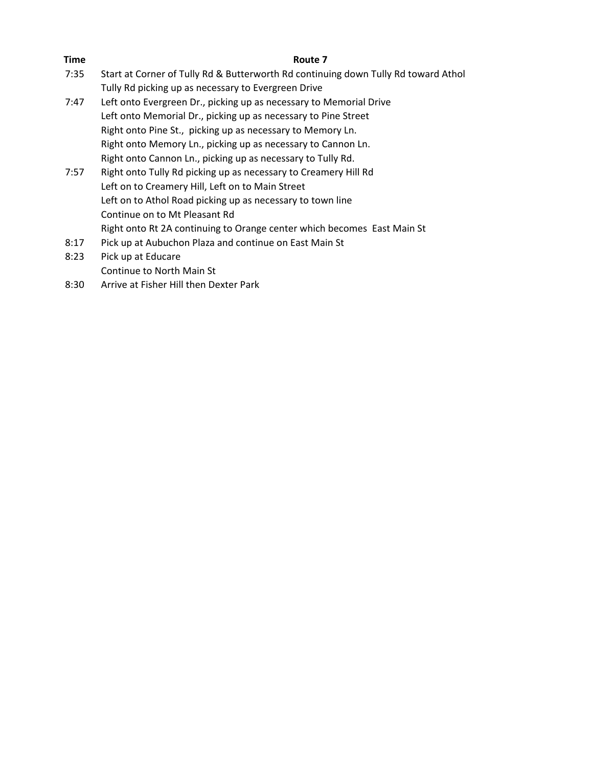| Time | Route 7 |
|---|---|
| 7:35 | Start at Corner of Tully Rd & Butterworth Rd continuing down Tully Rd toward Athol |
| | Tully Rd picking up as necessary to Evergreen Drive |
| 7:47 | Left onto Evergreen Dr., picking up as necessary to Memorial Drive |
| | Left onto Memorial Dr., picking up as necessary to Pine Street |
| | Right onto Pine St., picking up as necessary to Memory Ln. |
| | Right onto Memory Ln., picking up as necessary to Cannon Ln. |
| | Right onto Cannon Ln., picking up as necessary to Tully Rd. |
| 7:57 | Right onto Tully Rd picking up as necessary to Creamery Hill Rd |
| | Left on to Creamery Hill, Left on to Main Street |
| | Left on to Athol Road picking up as necessary to town line |
| | Continue on to Mt Pleasant Rd |
| | Right onto Rt 2A continuing to Orange center which becomes East Main St |
| 8:17 | Pick up at Aubuchon Plaza and continue on East Main St |
| 8:23 | Pick up at Educare |
| | Continue to North Main St |
| 8:30 | Arrive at Fisher Hill then Dexter Park |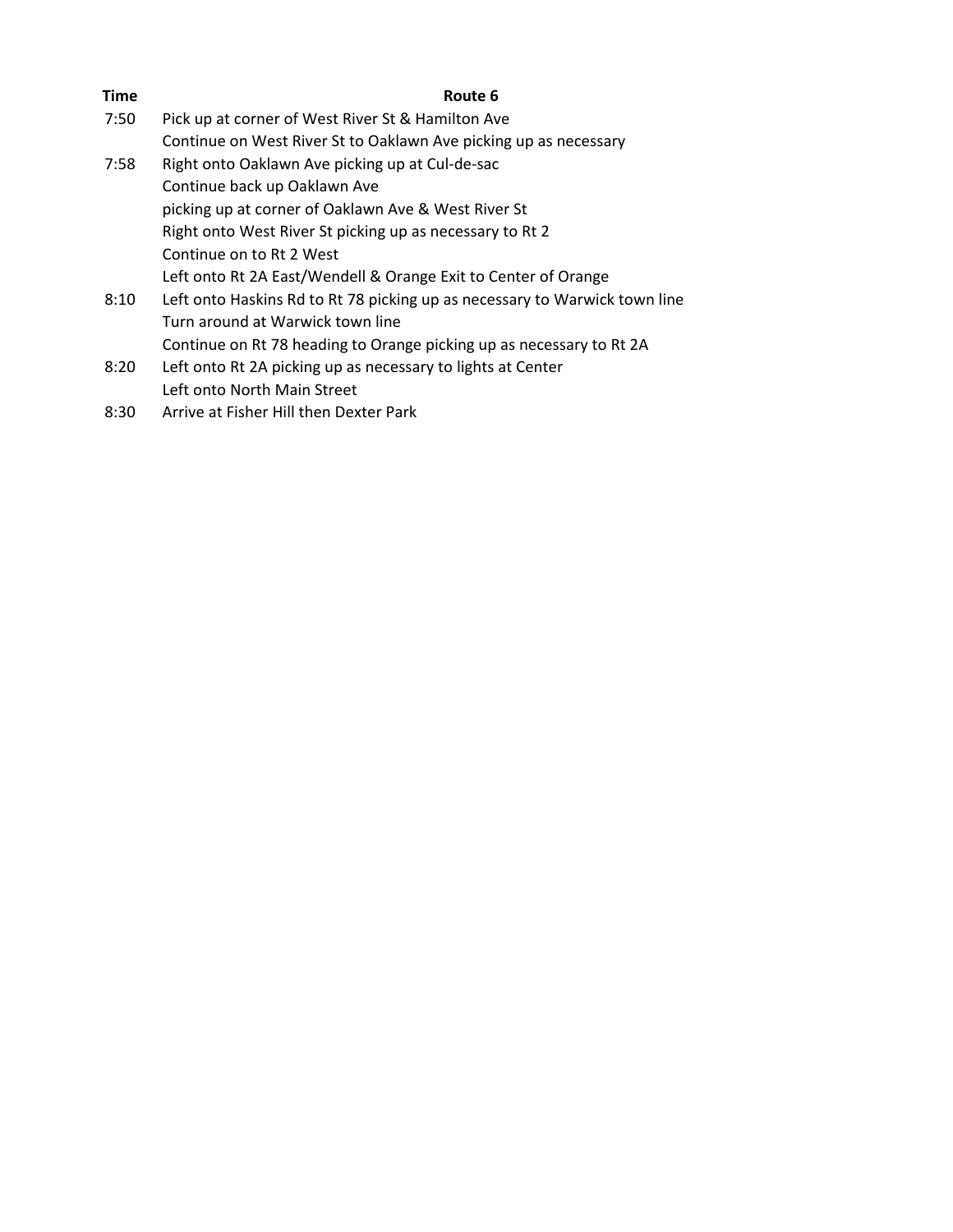| Time | Route 6 |
| --- | --- |
| 7:50 | Pick up at corner of West River St & Hamilton Ave |
| | Continue on West River St to Oaklawn Ave picking up as necessary |
| 7:58 | Right onto Oaklawn Ave picking up at Cul-de-sac |
| | Continue back up Oaklawn Ave |
| | picking up at corner of Oaklawn Ave & West River St |
| | Right onto West River St picking up as necessary to Rt 2 |
| | Continue on to Rt 2 West |
| | Left onto Rt 2A East/Wendell & Orange Exit to Center of Orange |
| 8:10 | Left onto Haskins Rd to Rt 78 picking up as necessary to Warwick town line |
| | Turn around at Warwick town line |
| | Continue on Rt 78 heading to Orange picking up as necessary to Rt 2A |
| 8:20 | Left onto Rt 2A picking up as necessary to lights at Center |
| | Left onto North Main Street |
| 8:30 | Arrive at Fisher Hill then Dexter Park |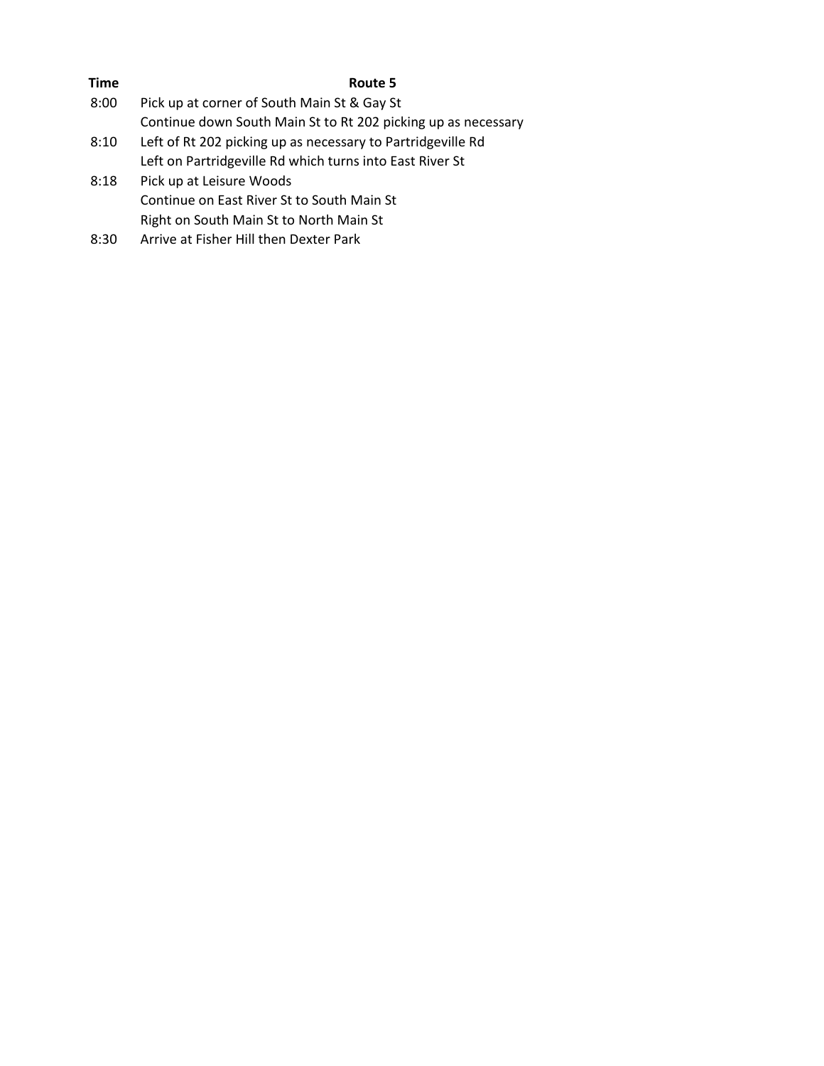| Time | Route 5 |
| --- | --- |
| 8:00 | Pick up at corner of South Main St & Gay St |
| | Continue down South Main St to Rt 202 picking up as necessary |
| 8:10 | Left of Rt 202 picking up as necessary to Partridgeville Rd |
| | Left on Partridgeville Rd which turns into East River St |
| 8:18 | Pick up at Leisure Woods |
| | Continue on East River St to South Main St |
| | Right on South Main St to North Main St |
| 8:30 | Arrive at Fisher Hill then Dexter Park |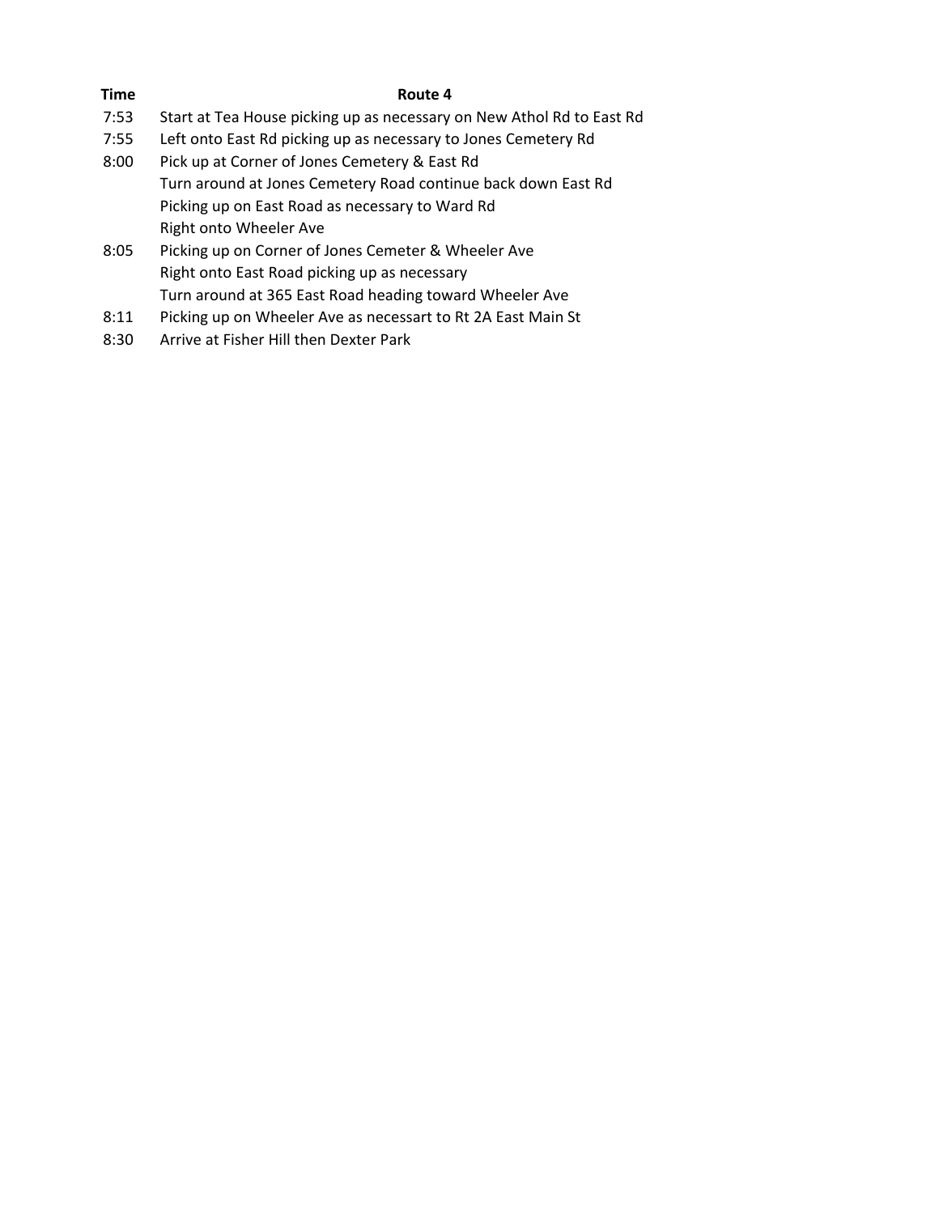| Time | Route 4 |
|---|---|
| 7:53 | Start at Tea House picking up as necessary on New Athol Rd to East Rd |
| 7:55 | Left onto East Rd picking up as necessary to Jones Cemetery Rd |
| 8:00 | Pick up at Corner of Jones Cemetery & East Rd |
| | Turn around at Jones Cemetery Road continue back down East Rd |
| | Picking up on East Road as necessary to Ward Rd |
| | Right onto Wheeler Ave |
| 8:05 | Picking up on Corner of Jones Cemeter & Wheeler Ave |
| | Right onto East Road picking up as necessary |
| | Turn around at 365 East Road heading toward Wheeler Ave |
| 8:11 | Picking up on Wheeler Ave as necessart to Rt 2A East Main St |
| 8:30 | Arrive at Fisher Hill then Dexter Park |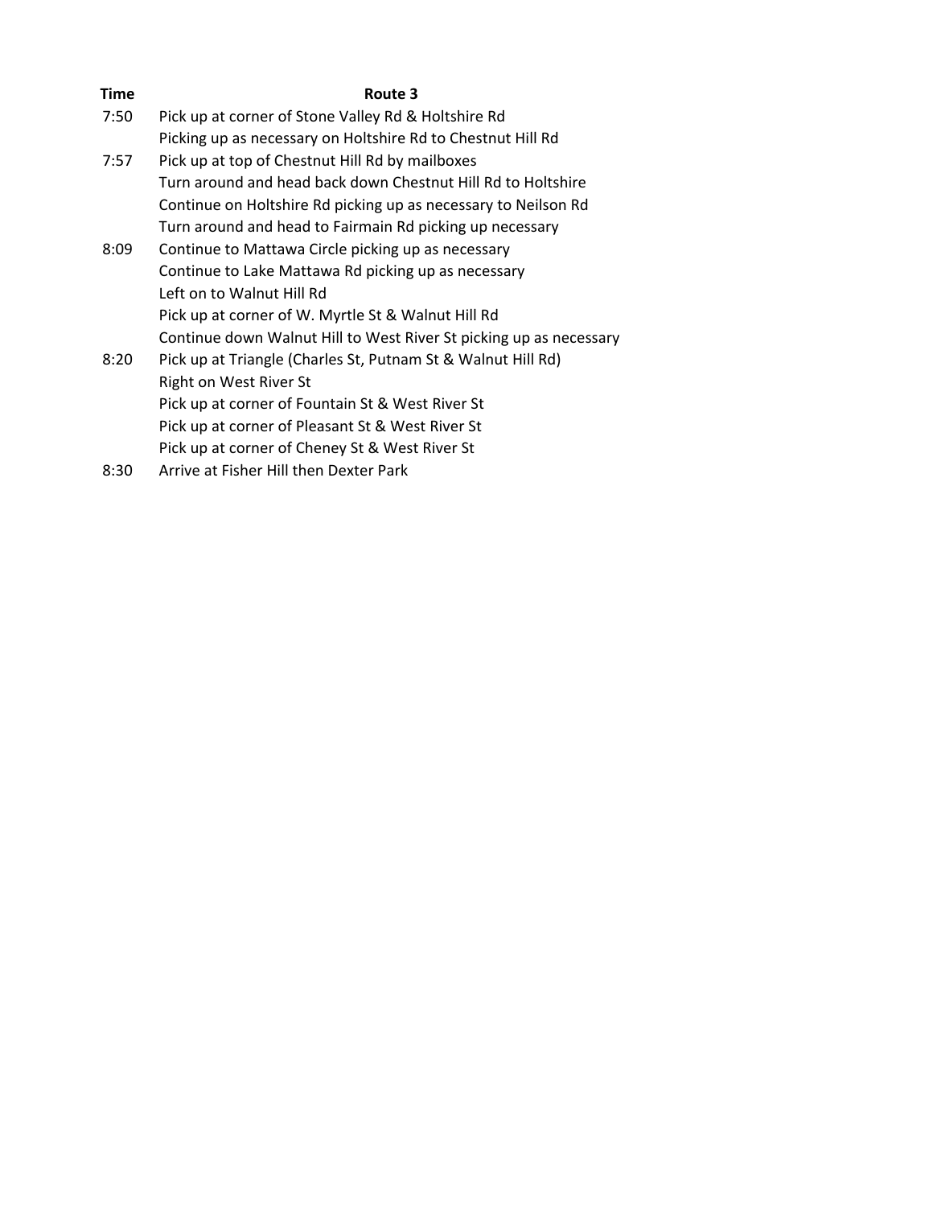| Time | Route 3 |
|---|---|
| 7:50 | Pick up at corner of Stone Valley Rd & Holtshire Rd |
| | Picking up as necessary on Holtshire Rd to Chestnut Hill Rd |
| 7:57 | Pick up at top of Chestnut Hill Rd by mailboxes |
| | Turn around and head back down Chestnut Hill Rd to Holtshire |
| | Continue on Holtshire Rd picking up as necessary to Neilson Rd |
| | Turn around and head to Fairmain Rd picking up necessary |
| 8:09 | Continue to Mattawa Circle picking up as necessary |
| | Continue to Lake Mattawa Rd picking up as necessary |
| | Left on to Walnut Hill Rd |
| | Pick up at corner of W. Myrtle St & Walnut Hill Rd |
| | Continue down Walnut Hill to West River St picking up as necessary |
| 8:20 | Pick up at Triangle (Charles St, Putnam St & Walnut Hill Rd) |
| | Right on West River St |
| | Pick up at corner of Fountain St & West River St |
| | Pick up at corner of Pleasant St & West River St |
| | Pick up at corner of Cheney St & West River St |
| 8:30 | Arrive at Fisher Hill then Dexter Park |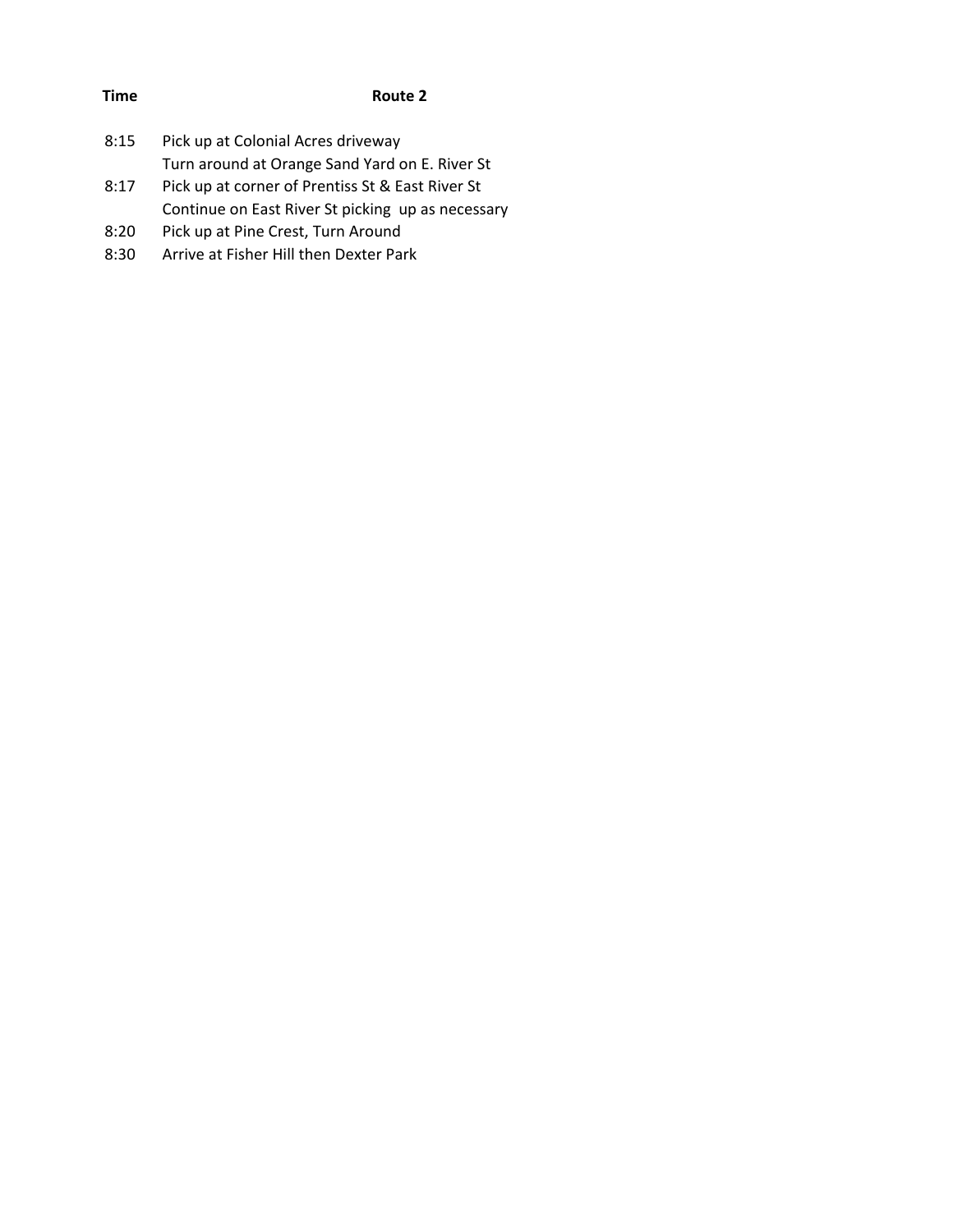| Time | Route 2 |
| --- | --- |
| 8:15 | Pick up at Colonial Acres driveway |
| | Turn around at Orange Sand Yard on E. River St |
| 8:17 | Pick up at corner of Prentiss St & East River St |
| | Continue on East River St picking up as necessary |
| 8:20 | Pick up at Pine Crest, Turn Around |
| 8:30 | Arrive at Fisher Hill then Dexter Park |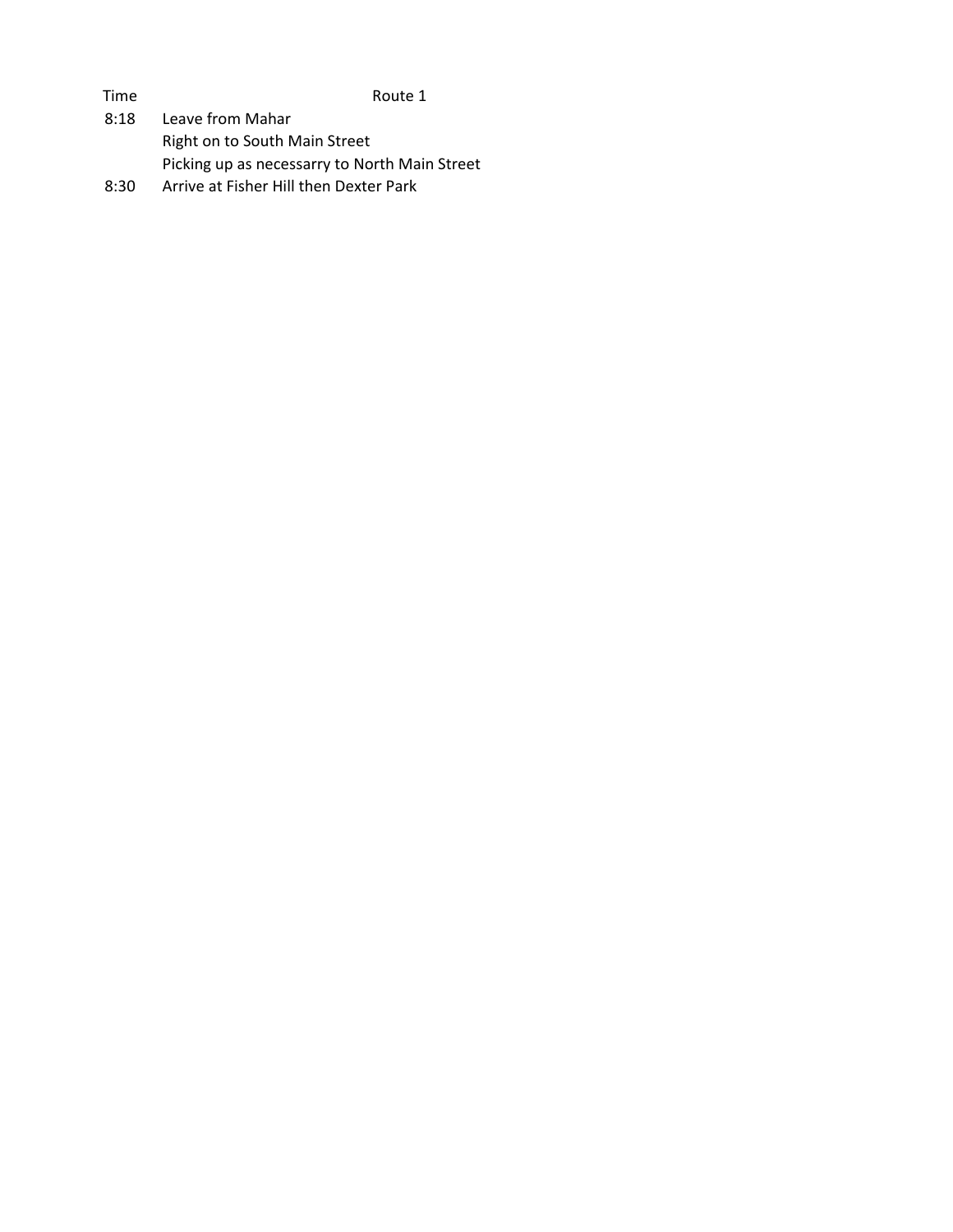| Time | Route 1 |
| --- | --- |
| 8:18 | Leave from Mahar |
| | Right on to South Main Street |
| | Picking up as necessarry to North Main Street |
| 8:30 | Arrive at Fisher Hill then Dexter Park |